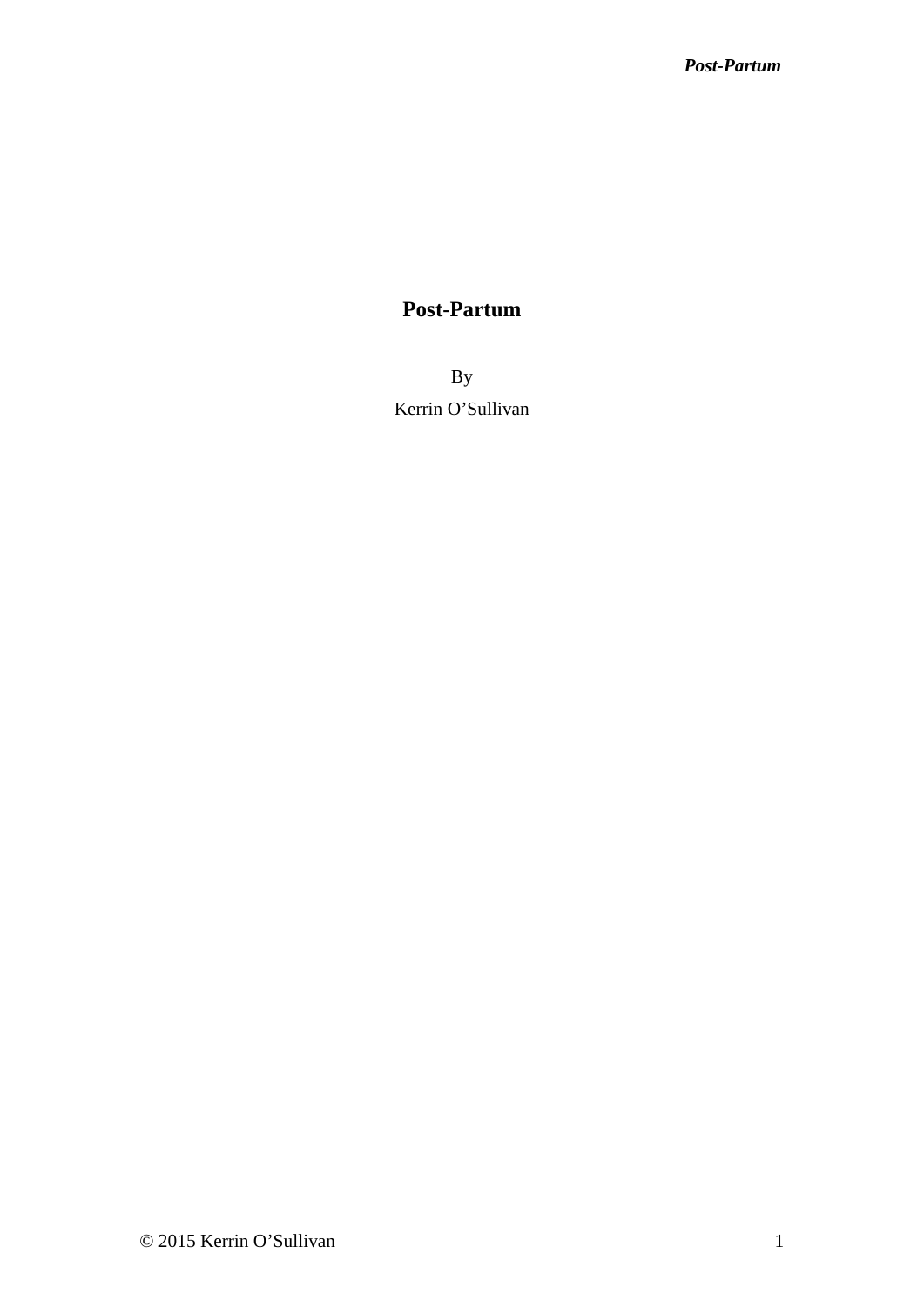# Post-Partum

By

Kerrin O'Sullivan

© 2015 Kerrin O'Sullivan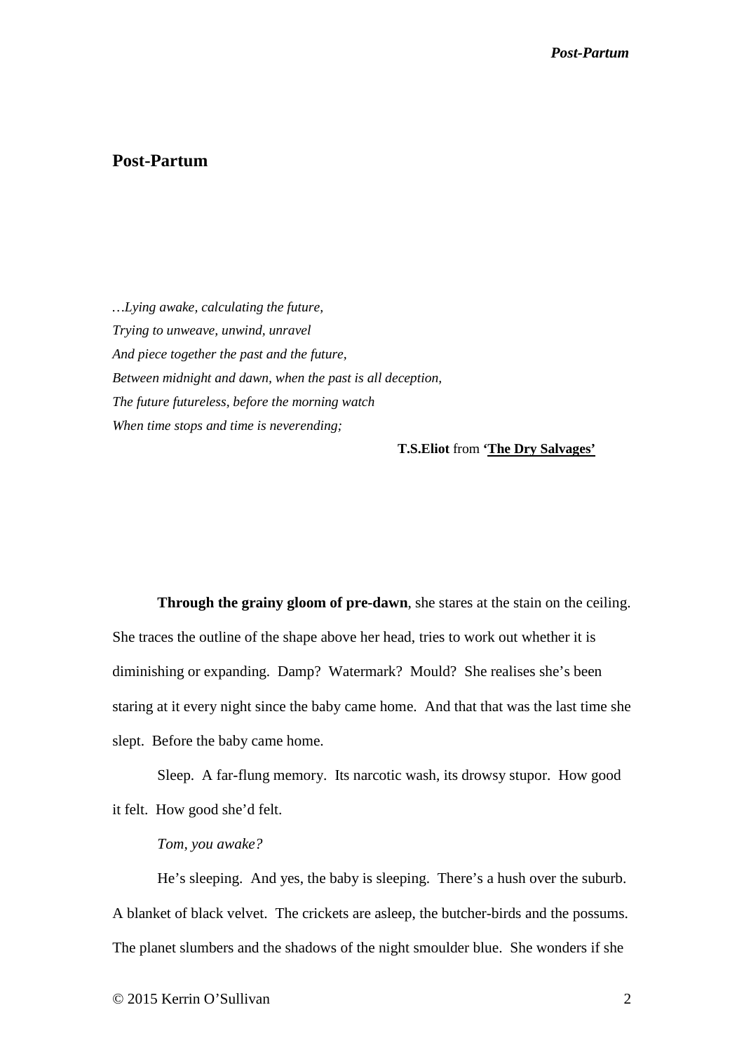# Post-Partum

*…Lying awake, calculating the future,*
*Trying to unweave, unwind, unravel*
*And piece together the past and the future,*
*Between midnight and dawn, when the past is all deception,*
*The future futureless, before the morning watch*
*When time stops and time is neverending;*

**T.S.Eliot** from **'The Dry Salvages'**

**Through the grainy gloom of pre-dawn**, she stares at the stain on the ceiling. She traces the outline of the shape above her head, tries to work out whether it is diminishing or expanding. Damp? Watermark? Mould? She realises she's been staring at it every night since the baby came home. And that that was the last time she slept. Before the baby came home.

Sleep. A far-flung memory. Its narcotic wash, its drowsy stupor. How good it felt. How good she'd felt.

*Tom, you awake?*

He's sleeping. And yes, the baby is sleeping. There's a hush over the suburb. A blanket of black velvet. The crickets are asleep, the butcher-birds and the possums. The planet slumbers and the shadows of the night smoulder blue. She wonders if she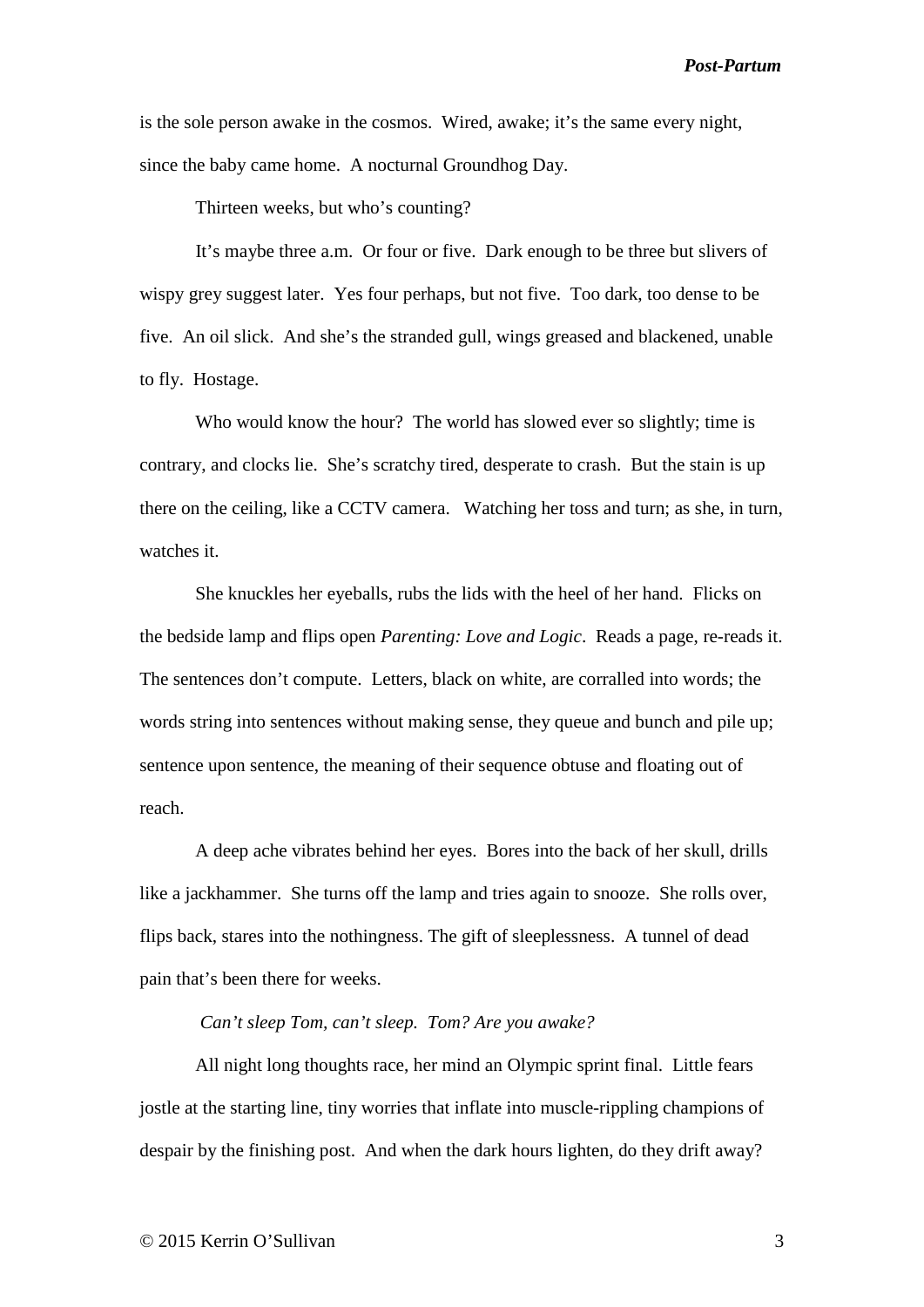is the sole person awake in the cosmos. Wired, awake; it's the same every night, since the baby came home. A nocturnal Groundhog Day.

Thirteen weeks, but who's counting?

It's maybe three a.m. Or four or five. Dark enough to be three but slivers of wispy grey suggest later. Yes four perhaps, but not five. Too dark, too dense to be five. An oil slick. And she's the stranded gull, wings greased and blackened, unable to fly. Hostage.

Who would know the hour? The world has slowed ever so slightly; time is contrary, and clocks lie. She's scratchy tired, desperate to crash. But the stain is up there on the ceiling, like a CCTV camera. Watching her toss and turn; as she, in turn, watches it.

She knuckles her eyeballs, rubs the lids with the heel of her hand. Flicks on the bedside lamp and flips open *Parenting: Love and Logic*. Reads a page, re-reads it. The sentences don't compute. Letters, black on white, are corralled into words; the words string into sentences without making sense, they queue and bunch and pile up; sentence upon sentence, the meaning of their sequence obtuse and floating out of reach.

A deep ache vibrates behind her eyes. Bores into the back of her skull, drills like a jackhammer. She turns off the lamp and tries again to snooze. She rolls over, flips back, stares into the nothingness. The gift of sleeplessness. A tunnel of dead pain that's been there for weeks.

*Can't sleep Tom, can't sleep. Tom? Are you awake?*

All night long thoughts race, her mind an Olympic sprint final. Little fears jostle at the starting line, tiny worries that inflate into muscle-rippling champions of despair by the finishing post. And when the dark hours lighten, do they drift away?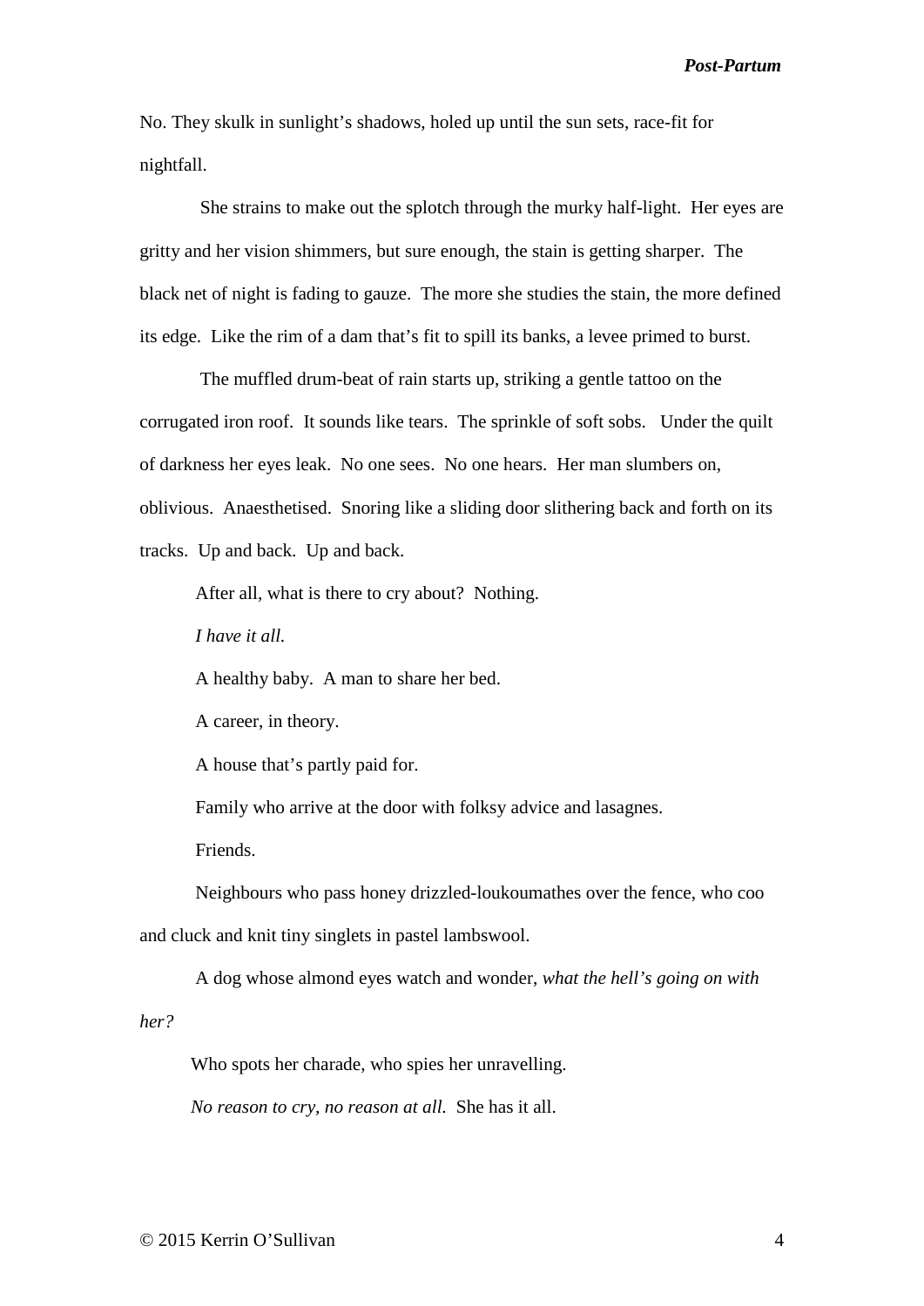No. They skulk in sunlight's shadows, holed up until the sun sets, race-fit for nightfall.

She strains to make out the splotch through the murky half-light. Her eyes are gritty and her vision shimmers, but sure enough, the stain is getting sharper. The black net of night is fading to gauze. The more she studies the stain, the more defined its edge. Like the rim of a dam that's fit to spill its banks, a levee primed to burst.

The muffled drum-beat of rain starts up, striking a gentle tattoo on the corrugated iron roof. It sounds like tears. The sprinkle of soft sobs. Under the quilt of darkness her eyes leak. No one sees. No one hears. Her man slumbers on, oblivious. Anaesthetised. Snoring like a sliding door slithering back and forth on its tracks. Up and back. Up and back.

After all, what is there to cry about? Nothing.

*I have it all.*

A healthy baby. A man to share her bed.

A career, in theory.

A house that's partly paid for.

Family who arrive at the door with folksy advice and lasagnes.

Friends.

Neighbours who pass honey drizzled-loukoumathes over the fence, who coo and cluck and knit tiny singlets in pastel lambswool.

A dog whose almond eyes watch and wonder, *what the hell's going on with her?*

Who spots her charade, who spies her unravelling.

*No reason to cry, no reason at all.* She has it all.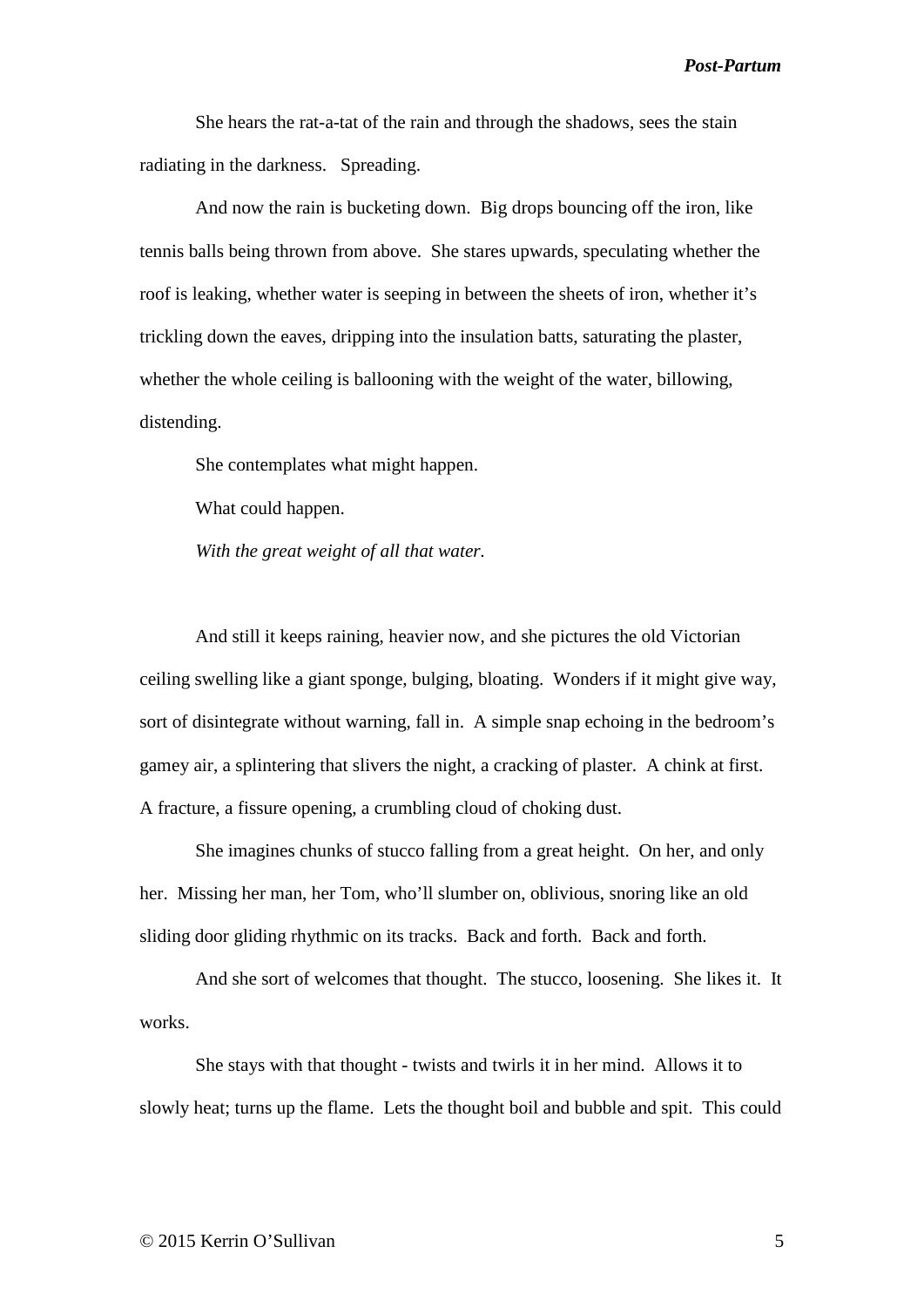She hears the rat-a-tat of the rain and through the shadows, sees the stain radiating in the darkness.   Spreading.

And now the rain is bucketing down.  Big drops bouncing off the iron, like tennis balls being thrown from above.  She stares upwards, speculating whether the roof is leaking, whether water is seeping in between the sheets of iron, whether it's trickling down the eaves, dripping into the insulation batts, saturating the plaster, whether the whole ceiling is ballooning with the weight of the water, billowing, distending.

She contemplates what might happen.

What could happen.

*With the great weight of all that water.*

And still it keeps raining, heavier now, and she pictures the old Victorian ceiling swelling like a giant sponge, bulging, bloating.  Wonders if it might give way, sort of disintegrate without warning, fall in.  A simple snap echoing in the bedroom's gamey air, a splintering that slivers the night, a cracking of plaster.  A chink at first.  A fracture, a fissure opening, a crumbling cloud of choking dust.

She imagines chunks of stucco falling from a great height.  On her, and only her.  Missing her man, her Tom, who'll slumber on, oblivious, snoring like an old sliding door gliding rhythmic on its tracks.  Back and forth.  Back and forth.

And she sort of welcomes that thought.  The stucco, loosening.  She likes it.  It works.

She stays with that thought - twists and twirls it in her mind.  Allows it to slowly heat; turns up the flame.  Lets the thought boil and bubble and spit.  This could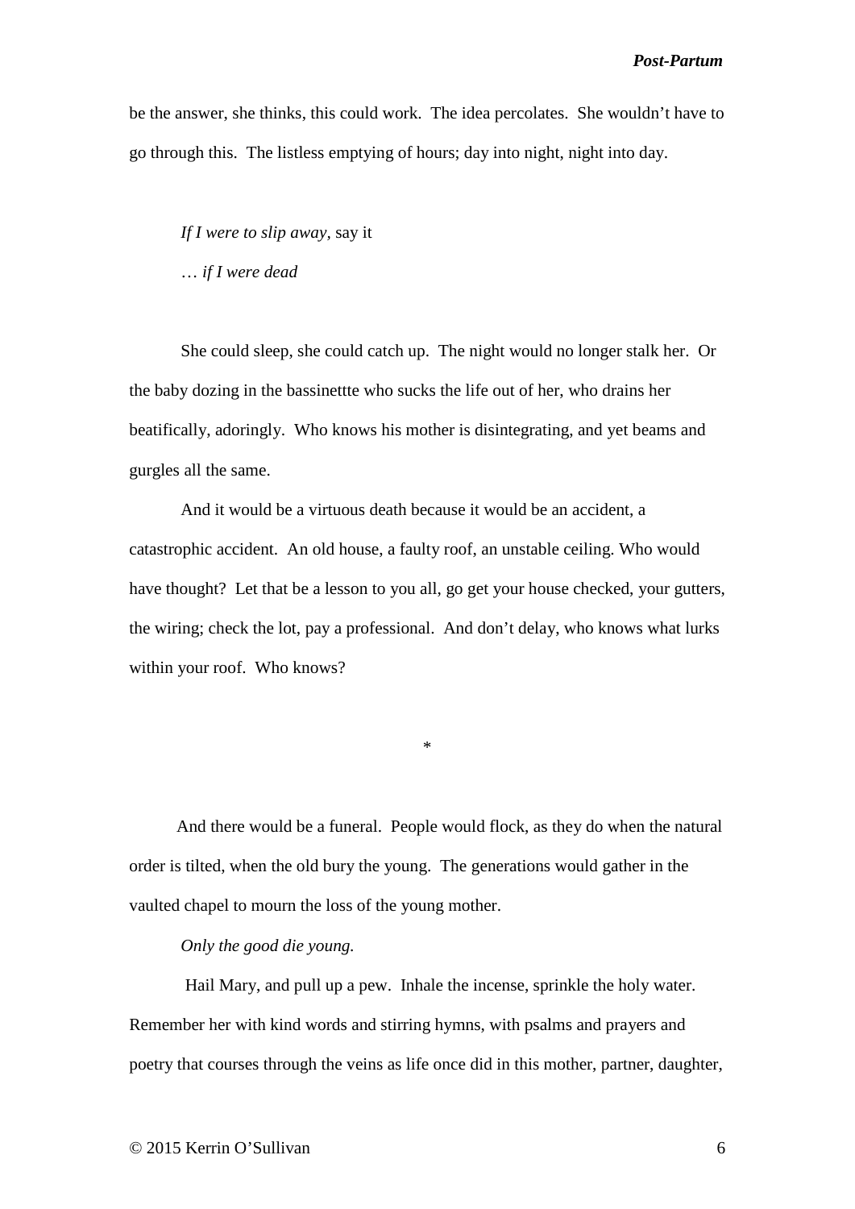be the answer, she thinks, this could work. The idea percolates. She wouldn't have to go through this. The listless emptying of hours; day into night, night into day.

*If I were to slip away*, say it

… *if I were dead*

She could sleep, she could catch up. The night would no longer stalk her. Or the baby dozing in the bassinettte who sucks the life out of her, who drains her beatifically, adoringly. Who knows his mother is disintegrating, and yet beams and gurgles all the same.

And it would be a virtuous death because it would be an accident, a catastrophic accident. An old house, a faulty roof, an unstable ceiling. Who would have thought? Let that be a lesson to you all, go get your house checked, your gutters, the wiring; check the lot, pay a professional. And don't delay, who knows what lurks within your roof. Who knows?

*

And there would be a funeral. People would flock, as they do when the natural order is tilted, when the old bury the young. The generations would gather in the vaulted chapel to mourn the loss of the young mother.

*Only the good die young.*

Hail Mary, and pull up a pew. Inhale the incense, sprinkle the holy water. Remember her with kind words and stirring hymns, with psalms and prayers and poetry that courses through the veins as life once did in this mother, partner, daughter,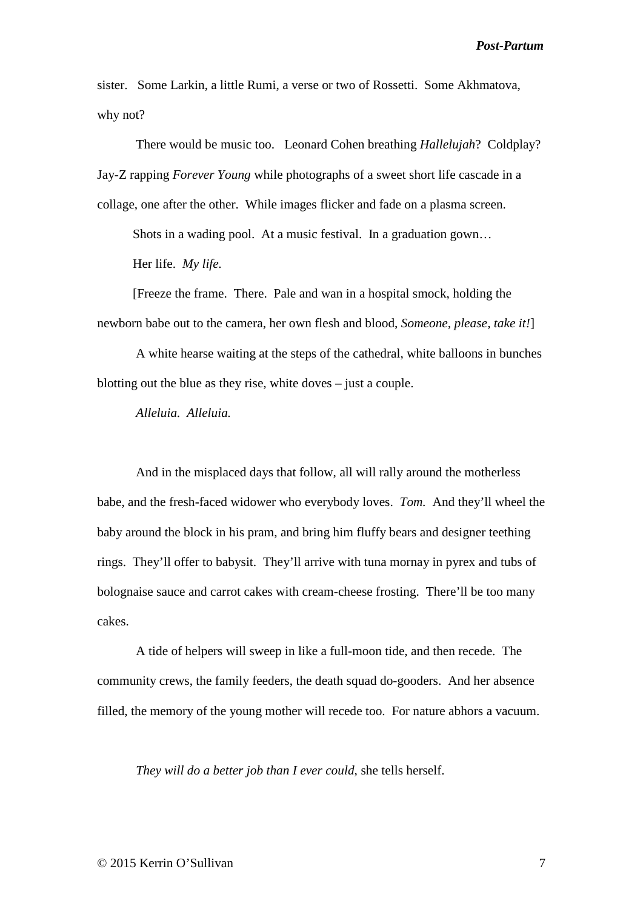sister. Some Larkin, a little Rumi, a verse or two of Rossetti. Some Akhmatova, why not?

There would be music too. Leonard Cohen breathing *Hallelujah*? Coldplay? Jay-Z rapping *Forever Young* while photographs of a sweet short life cascade in a collage, one after the other. While images flicker and fade on a plasma screen.

Shots in a wading pool. At a music festival. In a graduation gown…

Her life. *My life.*

[Freeze the frame. There. Pale and wan in a hospital smock, holding the newborn babe out to the camera, her own flesh and blood, *Someone, please, take it!*]

A white hearse waiting at the steps of the cathedral, white balloons in bunches blotting out the blue as they rise, white doves – just a couple.

*Alleluia. Alleluia.*

And in the misplaced days that follow, all will rally around the motherless babe, and the fresh-faced widower who everybody loves. *Tom.* And they'll wheel the baby around the block in his pram, and bring him fluffy bears and designer teething rings. They'll offer to babysit. They'll arrive with tuna mornay in pyrex and tubs of bolognaise sauce and carrot cakes with cream-cheese frosting. There'll be too many cakes.

A tide of helpers will sweep in like a full-moon tide, and then recede. The community crews, the family feeders, the death squad do-gooders. And her absence filled, the memory of the young mother will recede too. For nature abhors a vacuum.

*They will do a better job than I ever could*, she tells herself.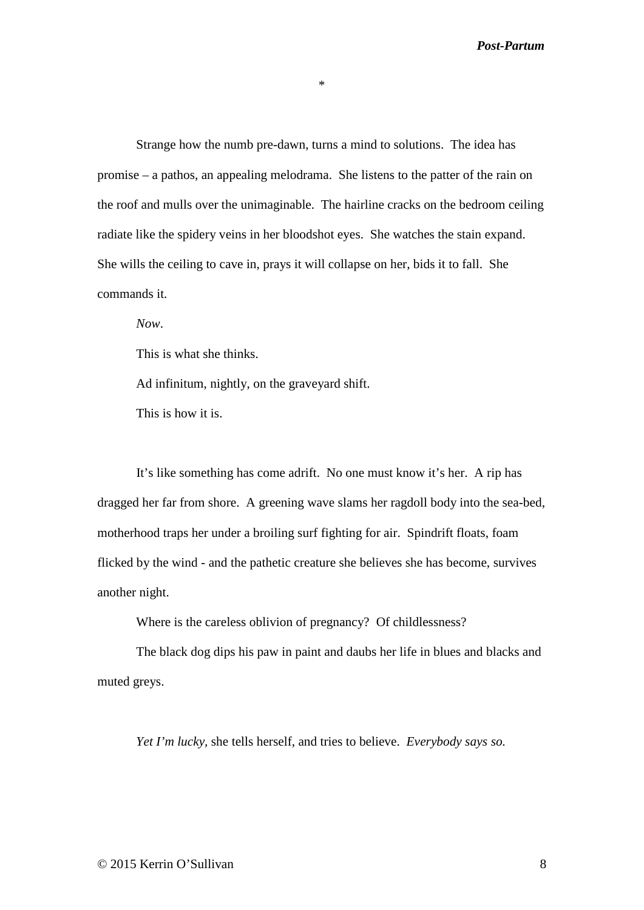*

Strange how the numb pre-dawn, turns a mind to solutions. The idea has promise – a pathos, an appealing melodrama. She listens to the patter of the rain on the roof and mulls over the unimaginable. The hairline cracks on the bedroom ceiling radiate like the spidery veins in her bloodshot eyes. She watches the stain expand. She wills the ceiling to cave in, prays it will collapse on her, bids it to fall. She commands it.

*Now*.

This is what she thinks.

Ad infinitum, nightly, on the graveyard shift.

This is how it is.

It's like something has come adrift. No one must know it's her. A rip has dragged her far from shore. A greening wave slams her ragdoll body into the sea-bed, motherhood traps her under a broiling surf fighting for air. Spindrift floats, foam flicked by the wind - and the pathetic creature she believes she has become, survives another night.

Where is the careless oblivion of pregnancy? Of childlessness?

The black dog dips his paw in paint and daubs her life in blues and blacks and muted greys.

*Yet I'm lucky*, she tells herself, and tries to believe. *Everybody says so.*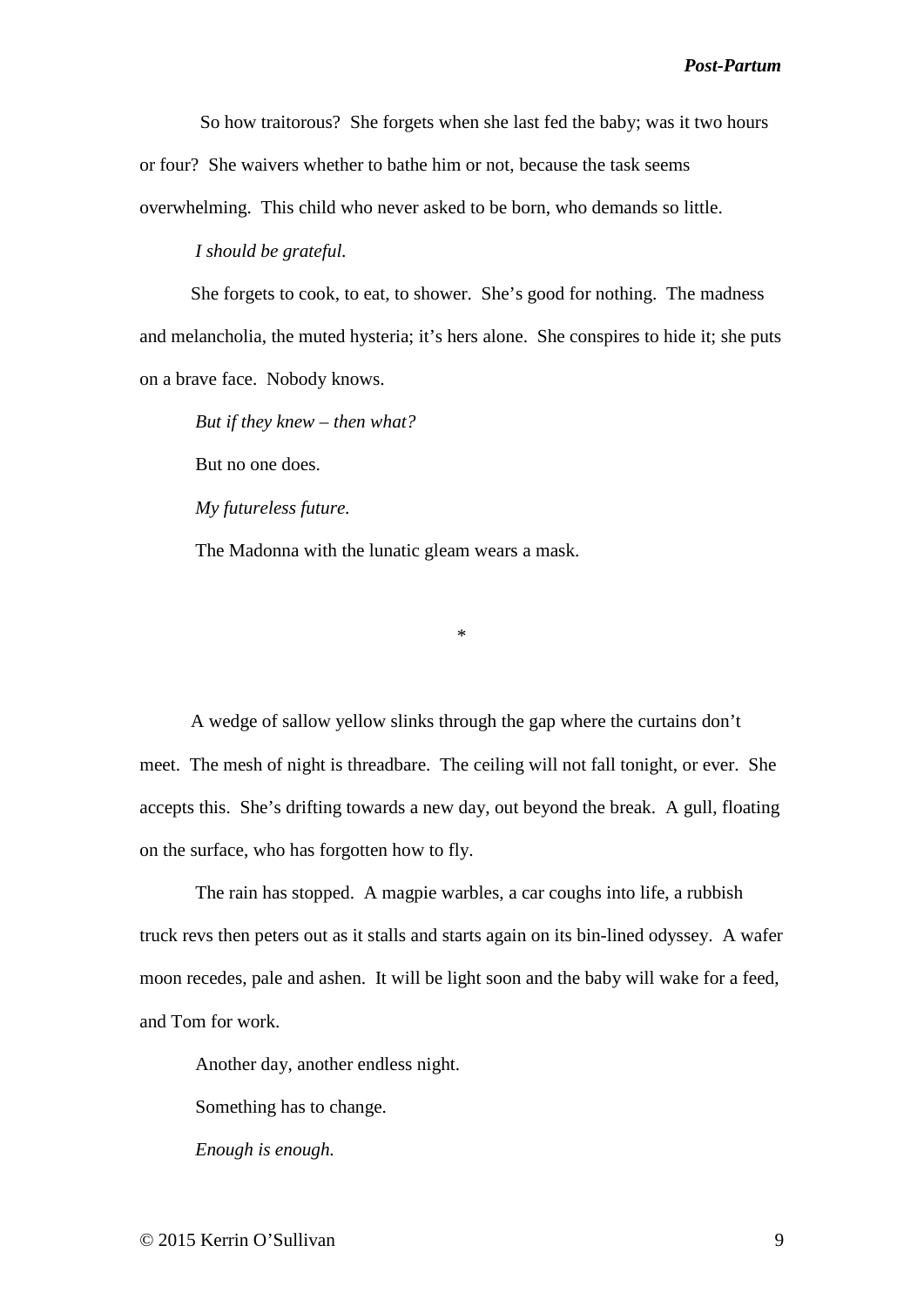So how traitorous? She forgets when she last fed the baby; was it two hours or four? She waivers whether to bathe him or not, because the task seems overwhelming. This child who never asked to be born, who demands so little.

*I should be grateful.*

She forgets to cook, to eat, to shower. She's good for nothing. The madness and melancholia, the muted hysteria; it's hers alone. She conspires to hide it; she puts on a brave face. Nobody knows.

*But if they knew – then what?*

But no one does.

*My futureless future.*

The Madonna with the lunatic gleam wears a mask.

*

A wedge of sallow yellow slinks through the gap where the curtains don't meet. The mesh of night is threadbare. The ceiling will not fall tonight, or ever. She accepts this. She's drifting towards a new day, out beyond the break. A gull, floating on the surface, who has forgotten how to fly.

The rain has stopped. A magpie warbles, a car coughs into life, a rubbish truck revs then peters out as it stalls and starts again on its bin-lined odyssey. A wafer moon recedes, pale and ashen. It will be light soon and the baby will wake for a feed, and Tom for work.

Another day, another endless night.

Something has to change.

*Enough is enough.*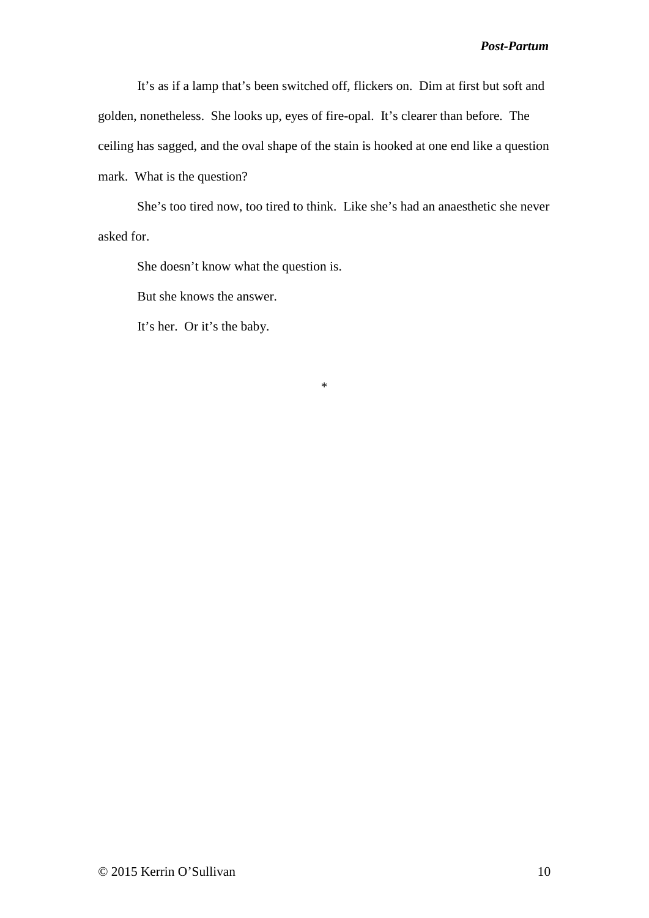It’s as if a lamp that’s been switched off, flickers on.  Dim at first but soft and golden, nonetheless.  She looks up, eyes of fire-opal.  It’s clearer than before.  The ceiling has sagged, and the oval shape of the stain is hooked at one end like a question mark.  What is the question?

She’s too tired now, too tired to think.  Like she’s had an anaesthetic she never asked for.

She doesn’t know what the question is.

But she knows the answer.

It’s her.  Or it’s the baby.

*